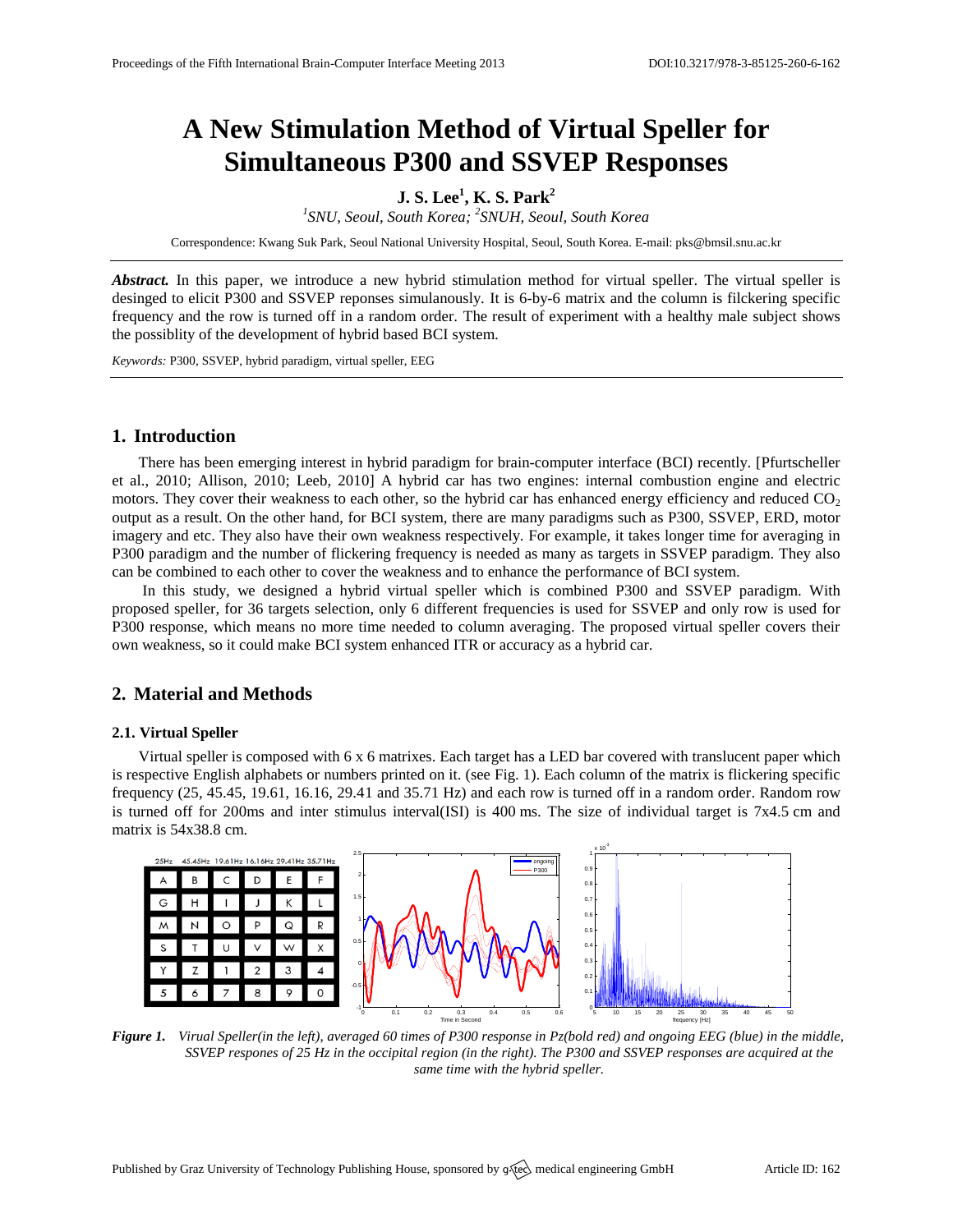# A New Stimulation Method of Virtual Speller for Simultaneous P300 and SSVEP Responses

**J. S. Lee[1], K. S. Park[2]**

*[1]SNU, Seoul, South Korea; [2]SNUH, Seoul, South Korea*

Correspondence: Kwang Suk Park, Seoul National University Hospital, Seoul, South Korea. E-mail: pks@bmsil.snu.ac.kr

***Abstract.*** In this paper, we introduce a new hybrid stimulation method for virtual speller. The virtual speller is desinged to elicit P300 and SSVEP reponses simulanously. It is 6-by-6 matrix and the column is filckering specific frequency and the row is turned off in a random order. The result of experiment with a healthy male subject shows the possiblity of the development of hybrid based BCI system.

*Keywords:* P300, SSVEP, hybrid paradigm, virtual speller, EEG

## 1. Introduction

There has been emerging interest in hybrid paradigm for brain-computer interface (BCI) recently. [Pfurtscheller et al., 2010; Allison, 2010; Leeb, 2010] A hybrid car has two engines: internal combustion engine and electric motors. They cover their weakness to each other, so the hybrid car has enhanced energy efficiency and reduced $CO_2$ output as a result. On the other hand, for BCI system, there are many paradigms such as P300, SSVEP, ERD, motor imagery and etc. They also have their own weakness respectively. For example, it takes longer time for averaging in P300 paradigm and the number of flickering frequency is needed as many as targets in SSVEP paradigm. They also can be combined to each other to cover the weakness and to enhance the performance of BCI system.

In this study, we designed a hybrid virtual speller which is combined P300 and SSVEP paradigm. With proposed speller, for 36 targets selection, only 6 different frequencies is used for SSVEP and only row is used for P300 response, which means no more time needed to column averaging. The proposed virtual speller covers their own weakness, so it could make BCI system enhanced ITR or accuracy as a hybrid car.

## 2. Material and Methods

### 2.1. Virtual Speller

Virtual speller is composed with 6 x 6 matrixes. Each target has a LED bar covered with translucent paper which is respective English alphabets or numbers printed on it. (see Fig. 1). Each column of the matrix is flickering specific frequency (25, 45.45, 19.61, 16.16, 29.41 and 35.71 Hz) and each row is turned off in a random order. Random row is turned off for 200ms and inter stimulus interval(ISI) is 400 ms. The size of individual target is 7x4.5 cm and matrix is 54x38.8 cm.

| 25Hz | 45.45Hz | 19.61Hz | 16.16Hz | 29.41Hz | 35.71Hz |
|---|---|---|---|---|---|
| A | B | C | D | E | F |
| G | H | I | J | K | L |
| M | N | O | P | Q | R |
| S | T | U | V | W | X |
| Y | Z | 1 | 2 | 3 | 4 |
| 5 | 6 | 7 | 8 | 9 | 0 |

***Figure 1.*** *Virual Speller(in the left), averaged 60 times of P300 response in Pz(bold red) and ongoing EEG (blue) in the middle, SSVEP respones of 25 Hz in the occipital region (in the right). The P300 and SSVEP responses are acquired at the same time with the hybrid speller.*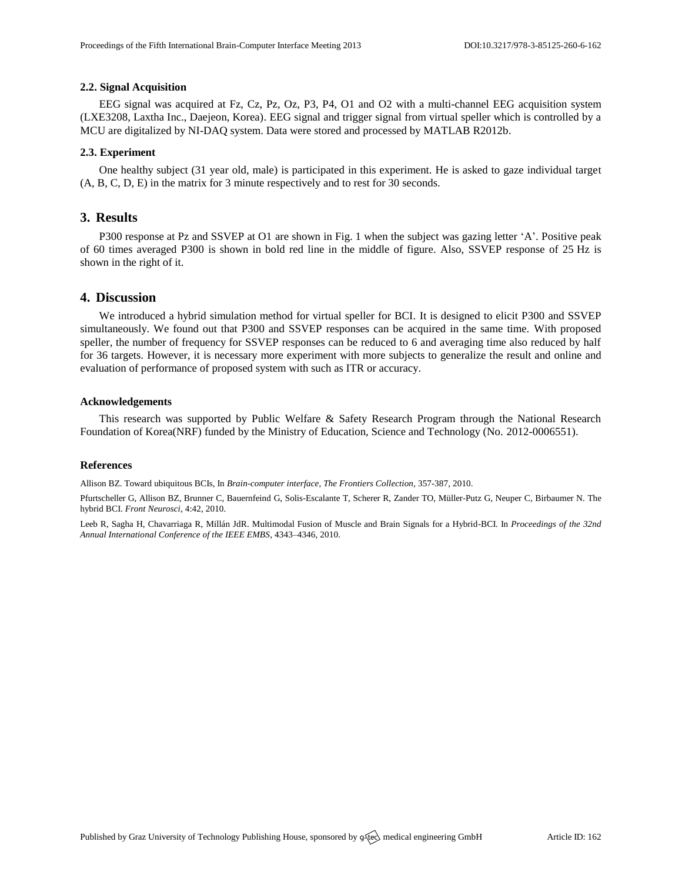### 2.2. Signal Acquisition

EEG signal was acquired at Fz, Cz, Pz, Oz, P3, P4, O1 and O2 with a multi-channel EEG acquisition system (LXE3208, Laxtha Inc., Daejeon, Korea). EEG signal and trigger signal from virtual speller which is controlled by a MCU are digitalized by NI-DAQ system. Data were stored and processed by MATLAB R2012b.

### 2.3. Experiment

One healthy subject (31 year old, male) is participated in this experiment. He is asked to gaze individual target (A, B, C, D, E) in the matrix for 3 minute respectively and to rest for 30 seconds.

## 3. Results

P300 response at Pz and SSVEP at O1 are shown in Fig. 1 when the subject was gazing letter 'A'. Positive peak of 60 times averaged P300 is shown in bold red line in the middle of figure. Also, SSVEP response of 25 Hz is shown in the right of it.

## 4. Discussion

We introduced a hybrid simulation method for virtual speller for BCI. It is designed to elicit P300 and SSVEP simultaneously. We found out that P300 and SSVEP responses can be acquired in the same time. With proposed speller, the number of frequency for SSVEP responses can be reduced to 6 and averaging time also reduced by half for 36 targets. However, it is necessary more experiment with more subjects to generalize the result and online and evaluation of performance of proposed system with such as ITR or accuracy.

### Acknowledgements

This research was supported by Public Welfare & Safety Research Program through the National Research Foundation of Korea(NRF) funded by the Ministry of Education, Science and Technology (No. 2012-0006551).

### References

Allison BZ. Toward ubiquitous BCIs, In *Brain-computer interface, The Frontiers Collection*, 357-387, 2010.

Pfurtscheller G, Allison BZ, Brunner C, Bauernfeind G, Solis-Escalante T, Scherer R, Zander TO, Müller-Putz G, Neuper C, Birbaumer N. The hybrid BCI. *Front Neurosci*, 4:42, 2010.

Leeb R, Sagha H, Chavarriaga R, Millán JdR. Multimodal Fusion of Muscle and Brain Signals for a Hybrid-BCI. In *Proceedings of the 32nd Annual International Conference of the IEEE EMBS*, 4343–4346, 2010.